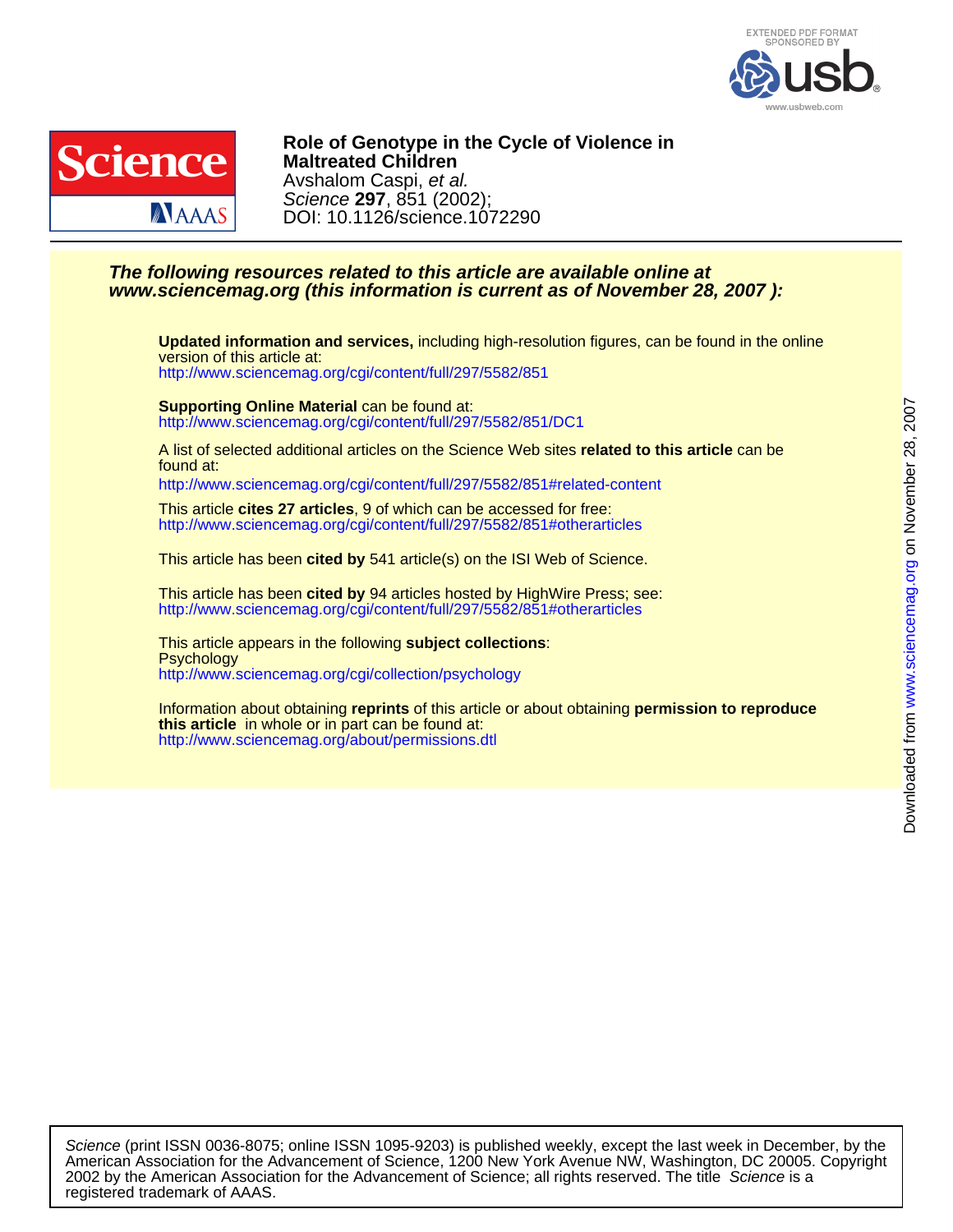EXTENDED PDF FORMAT
SPONSORED BY

www.usbweb.com

# Role of Genotype in the Cycle of Violence in Maltreated Children

Avshalom Caspi, *et al.*

*Science* **297**, 851 (2002);

DOI: 10.1126/science.1072290

***The following resources related to this article are available online at www.sciencemag.org (this information is current as of November 28, 2007 ):***

**Updated information and services,** including high-resolution figures, can be found in the online version of this article at:
http://www.sciencemag.org/cgi/content/full/297/5582/851

**Supporting Online Material** can be found at:
http://www.sciencemag.org/cgi/content/full/297/5582/851/DC1

A list of selected additional articles on the Science Web sites **related to this article** can be found at:
http://www.sciencemag.org/cgi/content/full/297/5582/851#related-content

This article **cites 27 articles**, 9 of which can be accessed for free:
http://www.sciencemag.org/cgi/content/full/297/5582/851#otherarticles

This article has been **cited by** 541 article(s) on the ISI Web of Science.

This article has been **cited by** 94 articles hosted by HighWire Press; see:
http://www.sciencemag.org/cgi/content/full/297/5582/851#otherarticles

This article appears in the following **subject collections**:
Psychology
http://www.sciencemag.org/cgi/collection/psychology

Information about obtaining **reprints** of this article or about obtaining **permission to reproduce this article** in whole or in part can be found at:
http://www.sciencemag.org/about/permissions.dtl

Downloaded from www.sciencemag.org on November 28, 2007

*Science* (print ISSN 0036-8075; online ISSN 1095-9203) is published weekly, except the last week in December, by the American Association for the Advancement of Science, 1200 New York Avenue NW, Washington, DC 20005. Copyright 2002 by the American Association for the Advancement of Science; all rights reserved. The title *Science* is a registered trademark of AAAS.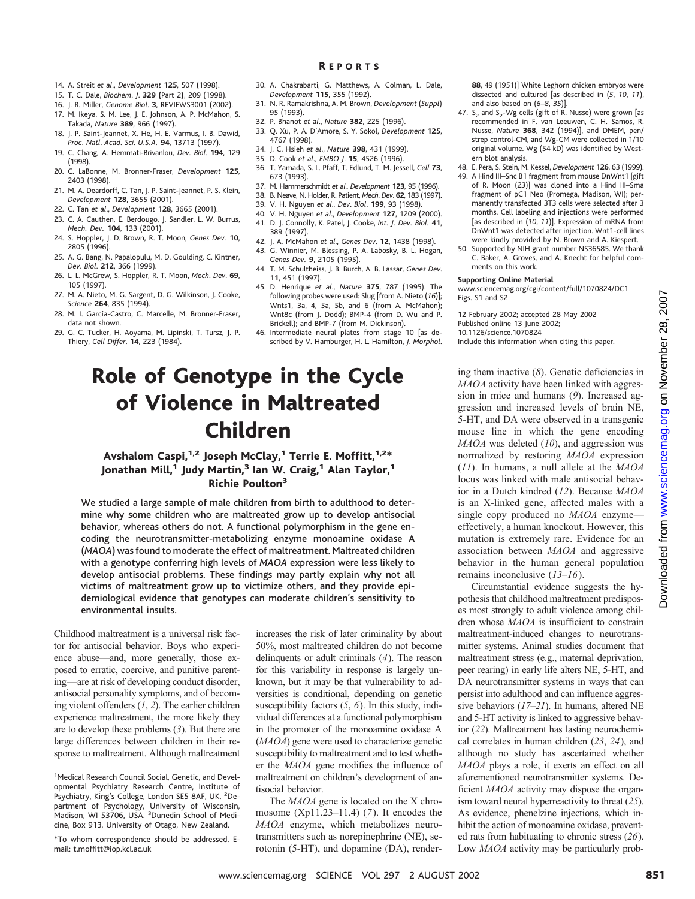14. A. Streit *et al*., *Development* **125**, 507 (1998).
15. T. C. Dale, *Biochem. J.* **329** (Part 2), 209 (1998).
16. J. R. Miller, *Genome Biol.* **3**, REVIEWS3001 (2002).
17. M. Ikeya, S. M. Lee, J. E. Johnson, A. P. McMahon, S. Takada, *Nature* **389**, 966 (1997).
18. J. P. Saint-Jeannet, X. He, H. E. Varmus, I. B. Dawid, *Proc. Natl. Acad. Sci. U.S.A.* **94**, 13713 (1997).
19. C. Chang, A. Hemmati-Brivanlou, *Dev. Biol.* **194**, 129 (1998).
20. C. LaBonne, M. Bronner-Fraser, *Development* **125**, 2403 (1998).
21. M. A. Deardorff, C. Tan, J. P. Saint-Jeannet, P. S. Klein, *Development* **128**, 3655 (2001).
22. C. Tan *et al*., *Development* **128**, 3665 (2001).
23. C. A. Cauthen, E. Berdougo, J. Sandler, L. W. Burrus, *Mech. Dev.* **104**, 133 (2001).
24. S. Hoppler, J. D. Brown, R. T. Moon, *Genes Dev.* **10**, 2805 (1996).
25. A. G. Bang, N. Papalopulu, M. D. Goulding, C. Kintner, *Dev. Biol.* **212**, 366 (1999).
26. L. L. McGrew, S. Hoppler, R. T. Moon, *Mech. Dev.* **69**, 105 (1997).
27. M. A. Nieto, M. G. Sargent, D. G. Wilkinson, J. Cooke, *Science* **264**, 835 (1994).
28. M. I. García-Castro, C. Marcelle, M. Bronner-Fraser, data not shown.
29. G. C. Tucker, H. Aoyama, M. Lipinski, T. Tursz, J. P. Thiery, *Cell Differ.* **14**, 223 (1984).
30. A. Chakrabarti, G. Matthews, A. Colman, L. Dale, *Development* **115**, 355 (1992).
31. N. R. Ramakrishna, A. M. Brown, *Development* (*Suppl*) 95 (1993).
32. P. Bhanot *et al*., *Nature* **382**, 225 (1996).
33. Q. Xu, P. A. D'Amore, S. Y. Sokol, *Development* **125**, 4767 (1998).
34. J. C. Hsieh *et al*., *Nature* **398**, 431 (1999).
35. D. Cook *et al*., *EMBO J.* **15**, 4526 (1996).
36. T. Yamada, S. L. Pfaff, T. Edlund, T. M. Jessell, *Cell* **73**, 673 (1993).
37. M. Hammerschmidt *et al*., *Development* **123**, 95 (1996).
38. B. Neave, N. Holder, R. Patient, *Mech. Dev.* **62**, 183 (1997).
39. V. H. Nguyen *et al*., *Dev. Biol.* **199**, 93 (1998).
40. V. H. Nguyen *et al*., *Development* **127**, 1209 (2000).
41. D. J. Connolly, K. Patel, J. Cooke, *Int. J. Dev. Biol.* **41**, 389 (1997).
42. J. A. McMahon *et al*., *Genes Dev.* **12**, 1438 (1998).
43. G. Winnier, M. Blessing, P. A. Labosky, B. L. Hogan, *Genes Dev.* **9**, 2105 (1995).
44. T. M. Schultheiss, J. B. Burch, A. B. Lassar, *Genes Dev.* **11**, 451 (1997).
45. D. Henrique *et al*., *Nature* **375**, 787 (1995). The following probes were used: Slug [from A. Nieto (*16*)]; Wnts1, 3a, 4, 5a, 5b, and 6 (from A. McMahon); Wnt8c (from J. Dodd); BMP-4 (from D. Wu and P. Brickell); and BMP-7 (from M. Dickinson).
46. Intermediate neural plates from stage 10 [as described by V. Hamburger, H. L. Hamilton, *J. Morphol.* **88**, 49 (1951)] White Leghorn chicken embryos were dissected and cultured [as described in (*5*, *10*, *11*), and also based on (*6*–*8*, *35*)].
47. $S_2$ and $S_2$-Wg cells (gift of R. Nusse) were grown [as recommended in F. van Leeuwen, C. H. Samos, R. Nusse, *Nature* **368**, 342 (1994)], and DMEM, pen/strep control-CM, and Wg-CM were collected in 1/10 original volume. Wg (54 kD) was identified by Western blot analysis.
48. E. Pera, S. Stein, M. Kessel, *Development* **126**, 63 (1999).
49. A Hind III–Snc B1 fragment from mouse DnWnt1 [gift of R. Moon (*23*)] was cloned into a Hind III–Sma fragment of pC1 Neo (Promega, Madison, WI); permanently transfected 3T3 cells were selected after 3 months. Cell labeling and injections were performed [as described in (*10*, *11*)]. Expression of mRNA from DnWnt1 was detected after injection. Wnt1-cell lines were kindly provided by N. Brown and A. Kiespert.
50. Supported by NIH grant number NS36585. We thank C. Baker, A. Groves, and A. Knecht for helpful comments on this work.

**Supporting Online Material**

www.sciencemag.org/cgi/content/full/1070824/DC1
Figs. S1 and S2

12 February 2002; accepted 28 May 2002
Published online 13 June 2002;
10.1126/science.1070824
Include this information when citing this paper.

# Role of Genotype in the Cycle of Violence in Maltreated Children

**Avshalom Caspi,[1,2] Joseph McClay,[1] Terrie E. Moffitt,[1,2]* Jonathan Mill,[1] Judy Martin,[3] Ian W. Craig,[1] Alan Taylor,[1] Richie Poulton[3]**

**We studied a large sample of male children from birth to adulthood to determine why some children who are maltreated grow up to develop antisocial behavior, whereas others do not. A functional polymorphism in the gene encoding the neurotransmitter-metabolizing enzyme monoamine oxidase A (*MAOA*) was found to moderate the effect of maltreatment. Maltreated children with a genotype conferring high levels of *MAOA* expression were less likely to develop antisocial problems. These findings may partly explain why not all victims of maltreatment grow up to victimize others, and they provide epidemiological evidence that genotypes can moderate children's sensitivity to environmental insults.**

Childhood maltreatment is a universal risk factor for antisocial behavior. Boys who experience abuse—and, more generally, those exposed to erratic, coercive, and punitive parenting—are at risk of developing conduct disorder, antisocial personality symptoms, and of becoming violent offenders (*1*, *2*). The earlier children experience maltreatment, the more likely they are to develop these problems (*3*). But there are large differences between children in their response to maltreatment. Although maltreatment increases the risk of later criminality by about 50%, most maltreated children do not become delinquents or adult criminals (*4*). The reason for this variability in response is largely unknown, but it may be that vulnerability to adversities is conditional, depending on genetic susceptibility factors (*5*, *6*). In this study, individual differences at a functional polymorphism in the promoter of the monoamine oxidase A (*MAOA*) gene were used to characterize genetic susceptibility to maltreatment and to test whether the *MAOA* gene modifies the influence of maltreatment on children's development of antisocial behavior.

The *MAOA* gene is located on the X chromosome (Xp11.23–11.4) (*7*). It encodes the *MAOA* enzyme, which metabolizes neurotransmitters such as norepinephrine (NE), serotonin (5-HT), and dopamine (DA), rendering them inactive (*8*). Genetic deficiencies in *MAOA* activity have been linked with aggression in mice and humans (*9*). Increased aggression and increased levels of brain NE, 5-HT, and DA were observed in a transgenic mouse line in which the gene encoding *MAOA* was deleted (*10*), and aggression was normalized by restoring *MAOA* expression (*11*). In humans, a null allele at the *MAOA* locus was linked with male antisocial behavior in a Dutch kindred (*12*). Because *MAOA* is an X-linked gene, affected males with a single copy produced no *MAOA* enzyme—effectively, a human knockout. However, this mutation is extremely rare. Evidence for an association between *MAOA* and aggressive behavior in the human general population remains inconclusive (*13*–*16*).

Circumstantial evidence suggests the hypothesis that childhood maltreatment predisposes most strongly to adult violence among children whose *MAOA* is insufficient to constrain maltreatment-induced changes to neurotransmitter systems. Animal studies document that maltreatment stress (e.g., maternal deprivation, peer rearing) in early life alters NE, 5-HT, and DA neurotransmitter systems in ways that can persist into adulthood and can influence aggressive behaviors (*17*–*21*). In humans, altered NE and 5-HT activity is linked to aggressive behavior (*22*). Maltreatment has lasting neurochemical correlates in human children (*23*, *24*), and although no study has ascertained whether *MAOA* plays a role, it exerts an effect on all aforementioned neurotransmitter systems. Deficient *MAOA* activity may dispose the organism toward neural hyperreactivity to threat (*25*). As evidence, phenelzine injections, which inhibit the action of monoamine oxidase, prevented rats from habituating to chronic stress (*26*). Low *MAOA* activity may be particularly prob-

[1]Medical Research Council Social, Genetic, and Developmental Psychiatry Research Centre, Institute of Psychiatry, King's College, London SE5 8AF, UK. [2]Department of Psychology, University of Wisconsin, Madison, WI 53706, USA. [3]Dunedin School of Medicine, Box 913, University of Otago, New Zealand.

*To whom correspondence should be addressed. E-mail: t.moffitt@iop.kcl.ac.uk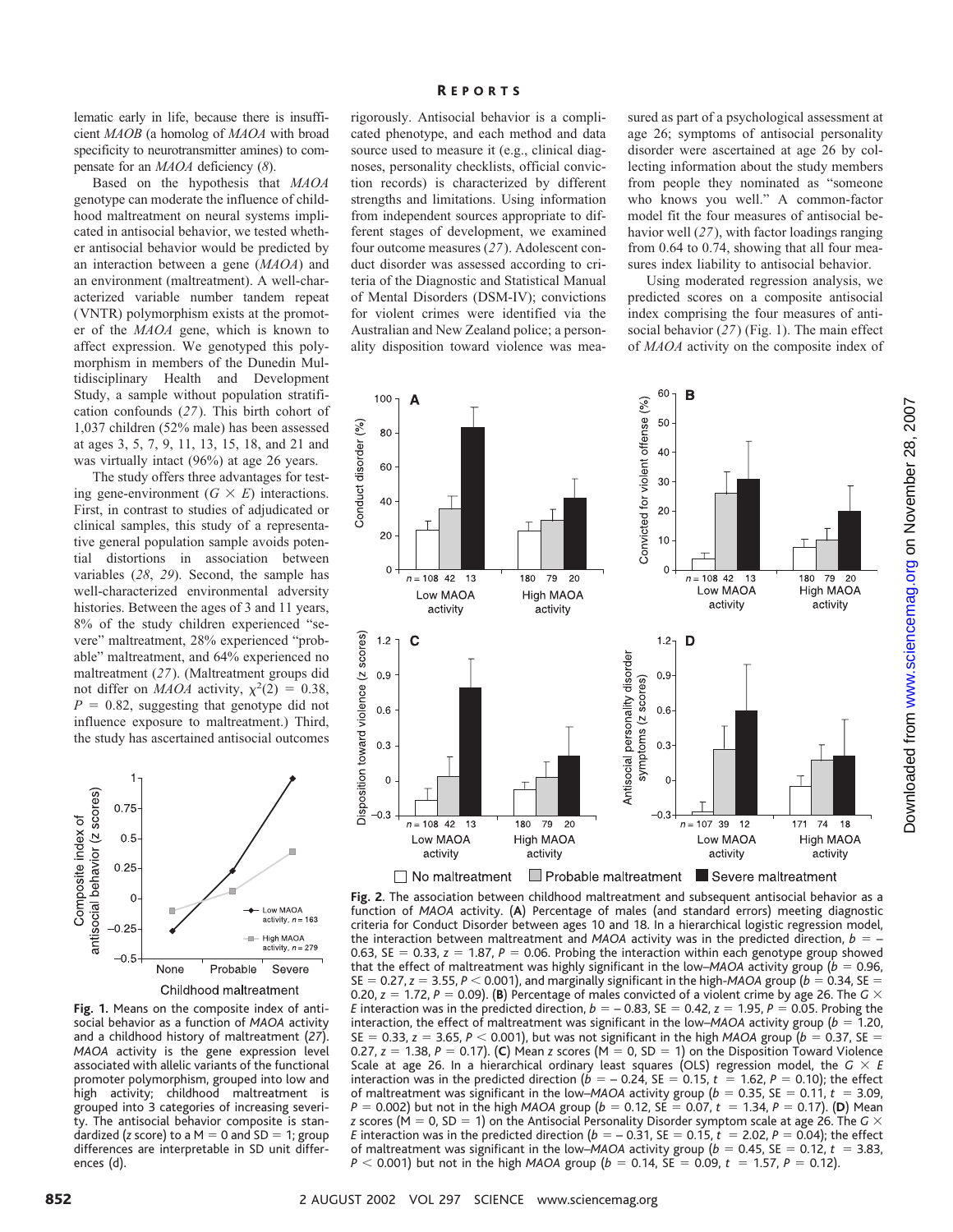lematic early in life, because there is insufficient *MAOB* (a homolog of *MAOA* with broad specificity to neurotransmitter amines) to compensate for an *MAOA* deficiency (8).

Based on the hypothesis that *MAOA* genotype can moderate the influence of childhood maltreatment on neural systems implicated in antisocial behavior, we tested whether antisocial behavior would be predicted by an interaction between a gene (*MAOA*) and an environment (maltreatment). A well-characterized variable number tandem repeat (VNTR) polymorphism exists at the promoter of the *MAOA* gene, which is known to affect expression. We genotyped this polymorphism in members of the Dunedin Multidisciplinary Health and Development Study, a sample without population stratification confounds (27). This birth cohort of 1,037 children (52% male) has been assessed at ages 3, 5, 7, 9, 11, 13, 15, 18, and 21 and was virtually intact (96%) at age 26 years.

The study offers three advantages for testing gene-environment ($G \times E$) interactions. First, in contrast to studies of adjudicated or clinical samples, this study of a representative general population sample avoids potential distortions in association between variables (28, 29). Second, the sample has well-characterized environmental adversity histories. Between the ages of 3 and 11 years, 8% of the study children experienced "severe" maltreatment, 28% experienced "probable" maltreatment, and 64% experienced no maltreatment (27). (Maltreatment groups did not differ on *MAOA* activity, $\chi^2(2) = 0.38$, $P = 0.82$, suggesting that genotype did not influence exposure to maltreatment.) Third, the study has ascertained antisocial outcomes rigorously. Antisocial behavior is a complicated phenotype, and each method and data source used to measure it (e.g., clinical diagnoses, personality checklists, official conviction records) is characterized by different strengths and limitations. Using information from independent sources appropriate to different stages of development, we examined four outcome measures (27). Adolescent conduct disorder was assessed according to criteria of the Diagnostic and Statistical Manual of Mental Disorders (DSM-IV); convictions for violent crimes were identified via the Australian and New Zealand police; a personality disposition toward violence was measured as part of a psychological assessment at age 26; symptoms of antisocial personality disorder were ascertained at age 26 by collecting information about the study members from people they nominated as "someone who knows you well." A common-factor model fit the four measures of antisocial behavior well (27), with factor loadings ranging from 0.64 to 0.74, showing that all four measures index liability to antisocial behavior.

Using moderated regression analysis, we predicted scores on a composite antisocial index comprising the four measures of antisocial behavior (27) (Fig. 1). The main effect of *MAOA* activity on the composite index of

**Fig. 1.** Means on the composite index of antisocial behavior as a function of *MAOA* activity and a childhood history of maltreatment (27). *MAOA* activity is the gene expression level associated with allelic variants of the functional promoter polymorphism, grouped into low and high activity; childhood maltreatment is grouped into 3 categories of increasing severity. The antisocial behavior composite is standardized (z score) to a M = 0 and SD = 1; group differences are interpretable in SD unit differences (d).

**Fig. 2.** The association between childhood maltreatment and subsequent antisocial behavior as a function of *MAOA* activity. (**A**) Percentage of males (and standard errors) meeting diagnostic criteria for Conduct Disorder between ages 10 and 18. In a hierarchical logistic regression model, the interaction between maltreatment and *MAOA* activity was in the predicted direction, $b = -0.63$, SE = 0.33, $z = 1.87$, $P = 0.06$. Probing the interaction within each genotype group showed that the effect of maltreatment was highly significant in the low–*MAOA* activity group ($b = 0.96$, SE = 0.27, $z = 3.55$, $P < 0.001$), and marginally significant in the high-*MAOA* group ($b = 0.34$, SE = 0.20, $z = 1.72$, $P = 0.09$). (**B**) Percentage of males convicted of a violent crime by age 26. The $G \times E$ interaction was in the predicted direction, $b = -0.83$, SE = 0.42, $z = 1.95$, $P = 0.05$. Probing the interaction, the effect of maltreatment was significant in the low–*MAOA* activity group ($b = 1.20$, SE = 0.33, $z = 3.65$, $P < 0.001$), but was not significant in the high *MAOA* group ($b = 0.37$, SE = 0.27, $z = 1.38$, $P = 0.17$). (**C**) Mean z scores (M = 0, SD = 1) on the Disposition Toward Violence Scale at age 26. In a hierarchical ordinary least squares (OLS) regression model, the $G \times E$ interaction was in the predicted direction ($b = -0.24$, SE = 0.15, $t = 1.62$, $P = 0.10$); the effect of maltreatment was significant in the low–*MAOA* activity group ($b = 0.35$, SE = 0.11, $t = 3.09$, $P = 0.002$) but not in the high *MAOA* group ($b = 0.12$, SE = 0.07, $t = 1.34$, $P = 0.17$). (**D**) Mean z scores (M = 0, SD = 1) on the Antisocial Personality Disorder symptom scale at age 26. The $G \times E$ interaction was in the predicted direction ($b = -0.31$, SE = 0.15, $t = 2.02$, $P = 0.04$); the effect of maltreatment was significant in the low–*MAOA* activity group ($b = 0.45$, SE = 0.12, $t = 3.83$, $P < 0.001$) but not in the high *MAOA* group ($b = 0.14$, SE = 0.09, $t = 1.57$, $P = 0.12$).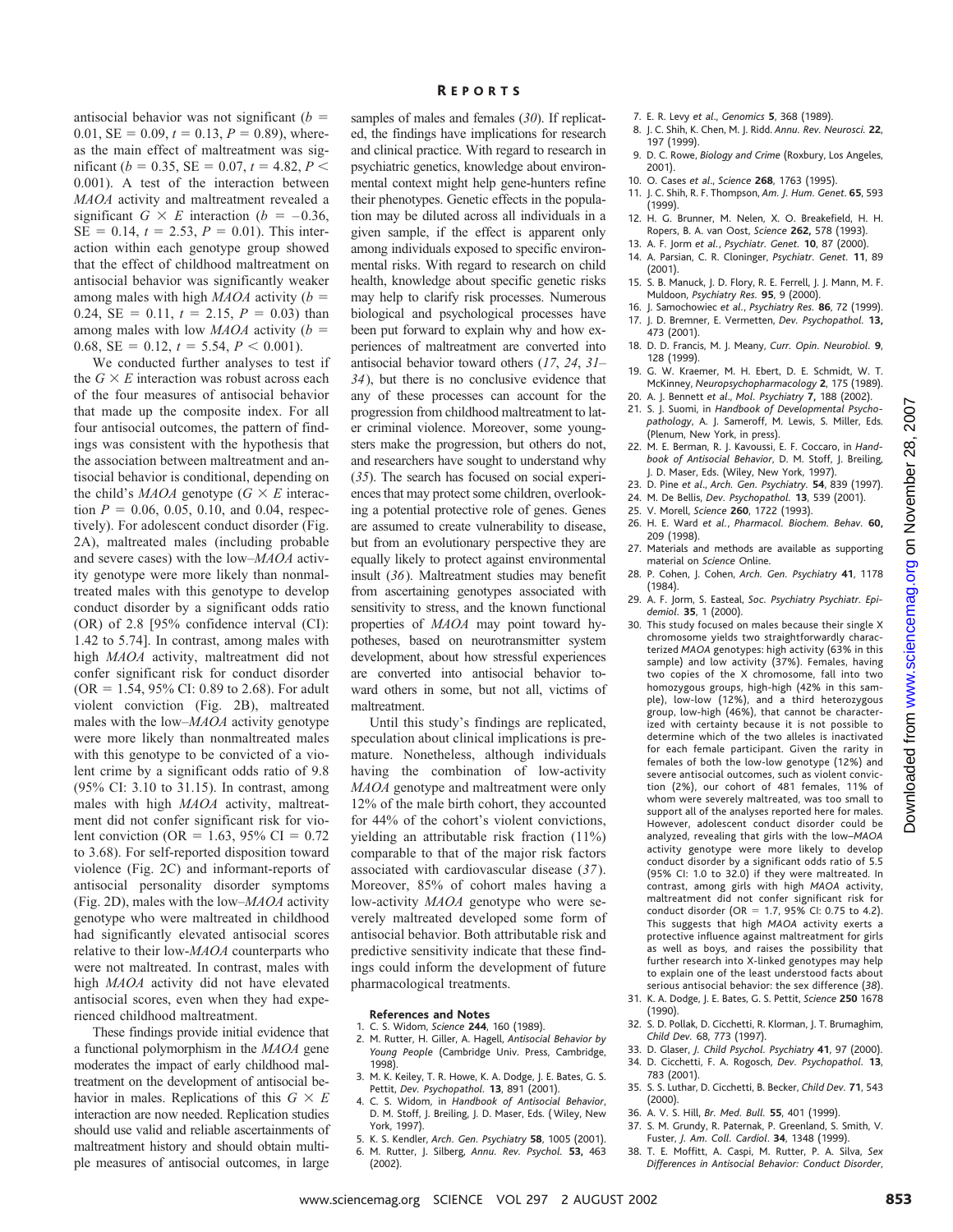antisocial behavior was not significant ($b = 0.01$, $SE = 0.09$, $t = 0.13$, $P = 0.89$), whereas the main effect of maltreatment was significant ($b = 0.35$, $SE = 0.07$, $t = 4.82$, $P < 0.001$). A test of the interaction between *MAOA* activity and maltreatment revealed a significant $G \times E$ interaction ($b = -0.36$, $SE = 0.14$, $t = 2.53$, $P = 0.01$). This interaction within each genotype group showed that the effect of childhood maltreatment on antisocial behavior was significantly weaker among males with high *MAOA* activity ($b = 0.24$, $SE = 0.11$, $t = 2.15$, $P = 0.03$) than among males with low *MAOA* activity ($b = 0.68$, $SE = 0.12$, $t = 5.54$, $P < 0.001$).

We conducted further analyses to test if the $G \times E$ interaction was robust across each of the four measures of antisocial behavior that made up the composite index. For all four antisocial outcomes, the pattern of findings was consistent with the hypothesis that the association between maltreatment and antisocial behavior is conditional, depending on the child's *MAOA* genotype ($G \times E$ interaction $P = 0.06$, 0.05, 0.10, and 0.04, respectively). For adolescent conduct disorder (Fig. 2A), maltreated males (including probable and severe cases) with the low–*MAOA* activity genotype were more likely than nonmaltreated males with this genotype to develop conduct disorder by a significant odds ratio (OR) of 2.8 [95% confidence interval (CI): 1.42 to 5.74]. In contrast, among males with high *MAOA* activity, maltreatment did not confer significant risk for conduct disorder (OR = 1.54, 95% CI: 0.89 to 2.68). For adult violent conviction (Fig. 2B), maltreated males with the low–*MAOA* activity genotype were more likely than nonmaltreated males with this genotype to be convicted of a violent crime by a significant odds ratio of 9.8 (95% CI: 3.10 to 31.15). In contrast, among males with high *MAOA* activity, maltreatment did not confer significant risk for violent conviction (OR = 1.63, 95% CI = 0.72 to 3.68). For self-reported disposition toward violence (Fig. 2C) and informant-reports of antisocial personality disorder symptoms (Fig. 2D), males with the low–*MAOA* activity genotype who were maltreated in childhood had significantly elevated antisocial scores relative to their low-*MAOA* counterparts who were not maltreated. In contrast, males with high *MAOA* activity did not have elevated antisocial scores, even when they had experienced childhood maltreatment.

These findings provide initial evidence that a functional polymorphism in the *MAOA* gene moderates the impact of early childhood maltreatment on the development of antisocial behavior in males. Replications of this $G \times E$ interaction are now needed. Replication studies should use valid and reliable ascertainments of maltreatment history and should obtain multiple measures of antisocial outcomes, in large samples of males and females (*30*). If replicated, the findings have implications for research and clinical practice. With regard to research in psychiatric genetics, knowledge about environmental context might help gene-hunters refine their phenotypes. Genetic effects in the population may be diluted across all individuals in a given sample, if the effect is apparent only among individuals exposed to specific environmental risks. With regard to research on child health, knowledge about specific genetic risks may help to clarify risk processes. Numerous biological and psychological processes have been put forward to explain why and how experiences of maltreatment are converted into antisocial behavior toward others (*17*, *24*, *31*–*34*), but there is no conclusive evidence that any of these processes can account for the progression from childhood maltreatment to later criminal violence. Moreover, some youngsters make the progression, but others do not, and researchers have sought to understand why (*35*). The search has focused on social experiences that may protect some children, overlooking a potential protective role of genes. Genes are assumed to create vulnerability to disease, but from an evolutionary perspective they are equally likely to protect against environmental insult (*36*). Maltreatment studies may benefit from ascertaining genotypes associated with sensitivity to stress, and the known functional properties of *MAOA* may point toward hypotheses, based on neurotransmitter system development, about how stressful experiences are converted into antisocial behavior toward others in some, but not all, victims of maltreatment.

Until this study's findings are replicated, speculation about clinical implications is premature. Nonetheless, although individuals having the combination of low-activity *MAOA* genotype and maltreatment were only 12% of the male birth cohort, they accounted for 44% of the cohort's violent convictions, yielding an attributable risk fraction (11%) comparable to that of the major risk factors associated with cardiovascular disease (*37*). Moreover, 85% of cohort males having a low-activity *MAOA* genotype who were severely maltreated developed some form of antisocial behavior. Both attributable risk and predictive sensitivity indicate that these findings could inform the development of future pharmacological treatments.

**References and Notes**

1. C. S. Widom, *Science* **244**, 160 (1989).
2. M. Rutter, H. Giller, A. Hagell, *Antisocial Behavior by Young People* (Cambridge Univ. Press, Cambridge, 1998).
3. M. K. Keiley, T. R. Howe, K. A. Dodge, J. E. Bates, G. S. Pettit, *Dev. Psychopathol.* **13**, 891 (2001).
4. C. S. Widom, in *Handbook of Antisocial Behavior*, D. M. Stoff, J. Breiling, J. D. Maser, Eds. (Wiley, New York, 1997).
5. K. S. Kendler, *Arch. Gen. Psychiatry* **58**, 1005 (2001).
6. M. Rutter, J. Silberg, *Annu. Rev. Psychol.* **53**, 463 (2002).
7. E. R. Levy *et al.*, *Genomics* **5**, 368 (1989).
8. J. C. Shih, K. Chen, M. J. Ridd. *Annu. Rev. Neurosci.* **22**, 197 (1999).
9. D. C. Rowe, *Biology and Crime* (Roxbury, Los Angeles, 2001).
10. O. Cases *et al.*, *Science* **268**, 1763 (1995).
11. J. C. Shih, R. F. Thompson, *Am. J. Hum. Genet.* **65**, 593 (1999).
12. H. G. Brunner, M. Nelen, X. O. Breakefield, H. H. Ropers, B. A. van Oost, *Science* **262,** 578 (1993).
13. A. F. Jorm *et al.*, *Psychiatr. Genet.* **10**, 87 (2000).
14. A. Parsian, C. R. Cloninger, *Psychiatr. Genet.* **11**, 89 (2001).
15. S. B. Manuck, J. D. Flory, R. E. Ferrell, J. J. Mann, M. F. Muldoon, *Psychiatry Res.* **95**, 9 (2000).
16. J. Samochowiec *et al.*, *Psychiatry Res.* **86**, 72 (1999).
17. J. D. Bremner, E. Vermetten, *Dev. Psychopathol.* **13,** 473 (2001).
18. D. D. Francis, M. J. Meany, *Curr. Opin. Neurobiol.* **9**, 128 (1999).
19. G. W. Kraemer, M. H. Ebert, D. E. Schmidt, W. T. McKinney, *Neuropsychopharmacology* **2**, 175 (1989).
20. A. J. Bennett *et al.*, *Mol. Psychiatry* **7,** 188 (2002).
21. S. J. Suomi, in *Handbook of Developmental Psychopathology*, A. J. Sameroff, M. Lewis, S. Miller, Eds. (Plenum, New York, in press).
22. M. E. Berman, R. J. Kavoussi, E. F. Coccaro, in *Handbook of Antisocial Behavior*, D. M. Stoff, J. Breiling, J. D. Maser, Eds. (Wiley, New York, 1997).
23. D. Pine *et al.*, *Arch. Gen. Psychiatry.* **54**, 839 (1997).
24. M. De Bellis, *Dev. Psychopathol.* **13**, 539 (2001).
25. V. Morell, *Science* **260**, 1722 (1993).
26. H. E. Ward *et al.*, *Pharmacol. Biochem. Behav.* **60,** 209 (1998).
27. Materials and methods are available as supporting material on *Science* Online.
28. P. Cohen, J. Cohen, *Arch. Gen. Psychiatry* **41**, 1178 (1984).
29. A. F. Jorm, S. Easteal, *Soc. Psychiatry Psychiatr. Epidemiol.* **35**, 1 (2000).
30. This study focused on males because their single X chromosome yields two straightforwardly characterized *MAOA* genotypes: high activity (63% in this sample) and low activity (37%). Females, having two copies of the X chromosome, fall into two homozygous groups, high-high (42% in this sample), low-low (12%), and a third heterozygous group, low-high (46%), that cannot be characterized with certainty because it is not possible to determine which of the two alleles is inactivated for each female participant. Given the rarity in females of both the low-low genotype (12%) and severe antisocial outcomes, such as violent conviction (2%), our cohort of 481 females, 11% of whom were severely maltreated, was too small to support all of the analyses reported here for males. However, adolescent conduct disorder could be analyzed, revealing that girls with the low–*MAOA* activity genotype were more likely to develop conduct disorder by a significant odds ratio of 5.5 (95% CI: 1.0 to 32.0) if they were maltreated. In contrast, among girls with high *MAOA* activity, maltreatment did not confer significant risk for conduct disorder (OR = 1.7, 95% CI: 0.75 to 4.2). This suggests that high *MAOA* activity exerts a protective influence against maltreatment for girls as well as boys, and raises the possibility that further research into X-linked genotypes may help to explain one of the least understood facts about serious antisocial behavior: the sex difference (*38*).
31. K. A. Dodge, J. E. Bates, G. S. Pettit, *Science* **250** 1678 (1990).
32. S. D. Pollak, D. Cicchetti, R. Klorman, J. T. Brumaghim, *Child Dev.* 68, 773 (1997).
33. D. Glaser, *J. Child Psychol. Psychiatry* **41**, 97 (2000).
34. D. Cicchetti, F. A. Rogosch, *Dev. Psychopathol.* **13**, 783 (2001).
35. S. S. Luthar, D. Cicchetti, B. Becker, *Child Dev.* **71**, 543 (2000).
36. A. V. S. Hill, *Br. Med. Bull.* **55**, 401 (1999).
37. S. M. Grundy, R. Paternak, P. Greenland, S. Smith, V. Fuster, *J. Am. Coll. Cardiol.* **34**, 1348 (1999).
38. T. E. Moffitt, A. Caspi, M. Rutter, P. A. Silva, *Sex Differences in Antisocial Behavior: Conduct Disorder*,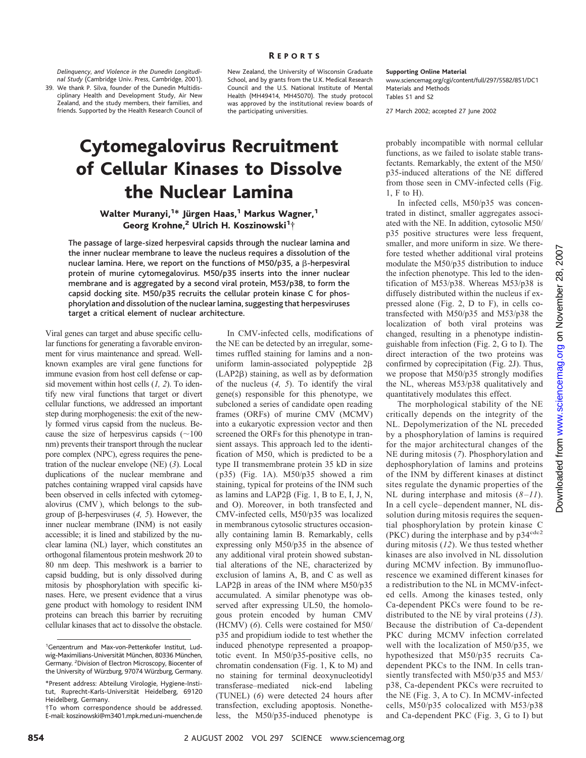*Delinquency, and Violence in the Dunedin Longitudinal Study* (Cambridge Univ. Press, Cambridge, 2001).

39. We thank P. Silva, founder of the Dunedin Multidisciplinary Health and Development Study, Air New Zealand, and the study members, their families, and friends. Supported by the Health Research Council of New Zealand, the University of Wisconsin Graduate School, and by grants from the U.K. Medical Research Council and the U.S. National Institute of Mental Health (MH49414, MH45070). The study protocol was approved by the institutional review boards of the participating universities.

**Supporting Online Material**
www.sciencemag.org/cgi/content/full/297/5582/851/DC1
Materials and Methods
Tables S1 and S2

27 March 2002; accepted 27 June 2002

# Cytomegalovirus Recruitment of Cellular Kinases to Dissolve the Nuclear Lamina

**Walter Muranyi,[1]* Jürgen Haas,[1] Markus Wagner,[1] Georg Krohne,[2] Ulrich H. Koszinowski[1]†**

The passage of large-sized herpesviral capsids through the nuclear lamina and the inner nuclear membrane to leave the nucleus requires a dissolution of the nuclear lamina. Here, we report on the functions of M50/p35, a β-herpesviral protein of murine cytomegalovirus. M50/p35 inserts into the inner nuclear membrane and is aggregated by a second viral protein, M53/p38, to form the capsid docking site. M50/p35 recruits the cellular protein kinase C for phosphorylation and dissolution of the nuclear lamina, suggesting that herpesviruses target a critical element of nuclear architecture.

Viral genes can target and abuse specific cellular functions for generating a favorable environment for virus maintenance and spread. Well-known examples are viral gene functions for immune evasion from host cell defense or capsid movement within host cells (*1, 2*). To identify new viral functions that target or divert cellular functions, we addressed an important step during morphogenesis: the exit of the newly formed virus capsid from the nucleus. Because the size of herpesvirus capsids (~100 nm) prevents their transport through the nuclear pore complex (NPC), egress requires the penetration of the nuclear envelope (NE) (*3*). Local duplications of the nuclear membrane and patches containing wrapped viral capsids have been observed in cells infected with cytomegalovirus (CMV), which belongs to the subgroup of β-herpesviruses (*4, 5*). However, the inner nuclear membrane (INM) is not easily accessible; it is lined and stabilized by the nuclear lamina (NL) layer, which constitutes an orthogonal filamentous protein meshwork 20 to 80 nm deep. This meshwork is a barrier to capsid budding, but is only dissolved during mitosis by phosphorylation with specific kinases. Here, we present evidence that a virus gene product with homology to resident INM proteins can breach this barrier by recruiting cellular kinases that act to dissolve the obstacle.

In CMV-infected cells, modifications of the NE can be detected by an irregular, sometimes ruffled staining for lamins and a nonuniform lamin-associated polypeptide 2β (LAP2β) staining, as well as by deformation of the nucleus (*4, 5*). To identify the viral gene(s) responsible for this phenotype, we subcloned a series of candidate open reading frames (ORFs) of murine CMV (MCMV) into a eukaryotic expression vector and then screened the ORFs for this phenotype in transient assays. This approach led to the identification of M50, which is predicted to be a type II transmembrane protein 35 kD in size (p35) (Fig. 1A). M50/p35 showed a rim staining, typical for proteins of the INM such as lamins and LAP2β (Fig. 1, B to E, I, J, N, and O). Moreover, in both transfected and CMV-infected cells, M50/p35 was localized in membranous cytosolic structures occasionally containing lamin B. Remarkably, cells expressing only M50/p35 in the absence of any additional viral protein showed substantial alterations of the NE, characterized by exclusion of lamins A, B, and C as well as LAP2β in areas of the INM where M50/p35 accumulated. A similar phenotype was observed after expressing UL50, the homologous protein encoded by human CMV (HCMV) (*6*). Cells were costained for M50/p35 and propidium iodide to test whether the induced phenotype represented a proapoptotic event. In M50/p35-positive cells, no chromatin condensation (Fig. 1, K to M) and no staining for terminal deoxynucleotidyl transferase–mediated nick-end labeling (TUNEL) (*6*) were detected 24 hours after transfection, excluding apoptosis. Nonetheless, the M50/p35-induced phenotype is probably incompatible with normal cellular functions, as we failed to isolate stable transfectants. Remarkably, the extent of the M50/p35-induced alterations of the NE differed from those seen in CMV-infected cells (Fig. 1, F to H).

In infected cells, M50/p35 was concentrated in distinct, smaller aggregates associated with the NE. In addition, cytosolic M50/p35 positive structures were less frequent, smaller, and more uniform in size. We therefore tested whether additional viral proteins modulate the M50/p35 distribution to induce the infection phenotype. This led to the identification of M53/p38. Whereas M53/p38 is diffusely distributed within the nucleus if expressed alone (Fig. 2, D to F), in cells cotransfected with M50/p35 and M53/p38 the localization of both viral proteins was changed, resulting in a phenotype indistinguishable from infection (Fig. 2, G to I). The direct interaction of the two proteins was confirmed by coprecipitation (Fig. 2J). Thus, we propose that M50/p35 strongly modifies the NL, whereas M53/p38 qualitatively and quantitatively modulates this effect.

The morphological stability of the NE critically depends on the integrity of the NL. Depolymerization of the NL preceded by a phosphorylation of lamins is required for the major architectural changes of the NE during mitosis (*7*). Phosphorylation and dephosphorylation of lamins and proteins of the INM by different kinases at distinct sites regulate the dynamic properties of the NL during interphase and mitosis (*8–11*). In a cell cycle–dependent manner, NL dissolution during mitosis requires the sequential phosphorylation by protein kinase C (PKC) during the interphase and by $p34^{cdc2}$ during mitosis (*12*). We thus tested whether kinases are also involved in NL dissolution during MCMV infection. By immunofluorescence we examined different kinases for a redistribution to the NL in MCMV-infected cells. Among the kinases tested, only Ca-dependent PKCs were found to be redistributed to the NE by viral proteins (*13*). Because the distribution of Ca-dependent PKC during MCMV infection correlated well with the localization of M50/p35, we hypothesized that M50/p35 recruits Ca-dependent PKCs to the INM. In cells transiently transfected with M50/p35 and M53/p38, Ca-dependent PKCs were recruited to the NE (Fig. 3, A to C). In MCMV-infected cells, M50/p35 colocalized with M53/p38 and Ca-dependent PKC (Fig. 3, G to I) but

[1]Genzentrum and Max-von-Pettenkofer Institut, Ludwig-Maximilians-Universität München, 80336 München, Germany. [2]Division of Electron Microscopy, Biocenter of the University of Würzburg, 97074 Würzburg, Germany.

*Present address: Abteilung Virologie, Hygiene-Institut, Ruprecht-Karls-Universität Heidelberg, 69120 Heidelberg, Germany.

†To whom correspondence should be addressed. E-mail: koszinowski@m3401.mpk.med.uni-muenchen.de